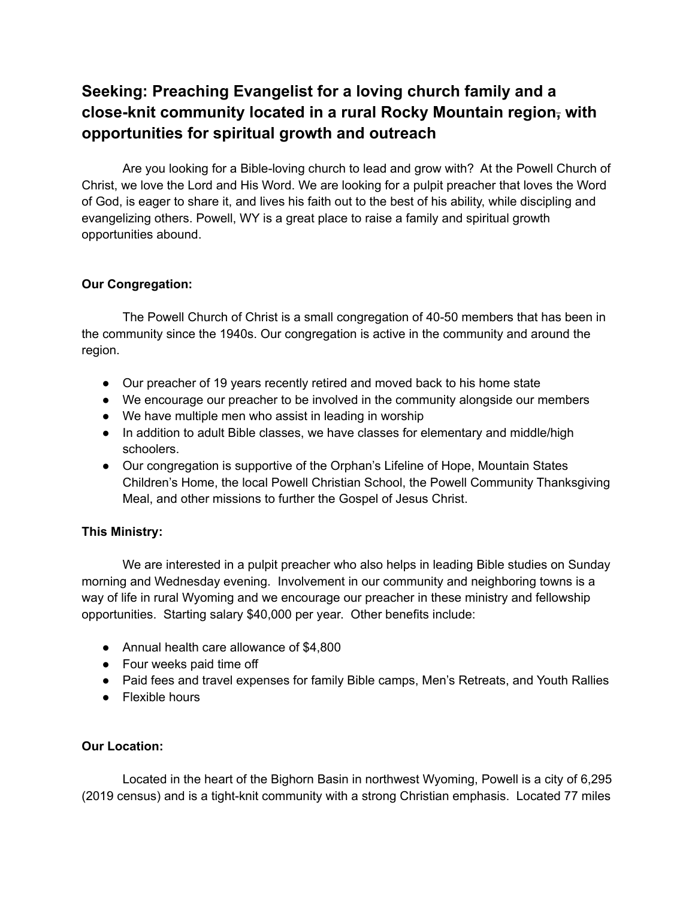# Seeking: Preaching Evangelist for a loving church family and a close-knit community located in a rural Rocky Mountain region, with opportunities for spiritual growth and outreach

Are you looking for a Bible-loving church to lead and grow with? At the Powell Church of Christ, we love the Lord and His Word. We are looking for a pulpit preacher that loves the Word of God, is eager to share it, and lives his faith out to the best of his ability, while discipling and evangelizing others. Powell, WY is a great place to raise a family and spiritual growth opportunities abound.

**Our Congregation:**

The Powell Church of Christ is a small congregation of 40-50 members that has been in the community since the 1940s. Our congregation is active in the community and around the region.

- Our preacher of 19 years recently retired and moved back to his home state
- We encourage our preacher to be involved in the community alongside our members
- We have multiple men who assist in leading in worship
- In addition to adult Bible classes, we have classes for elementary and middle/high schoolers.
- Our congregation is supportive of the Orphan's Lifeline of Hope, Mountain States Children's Home, the local Powell Christian School, the Powell Community Thanksgiving Meal, and other missions to further the Gospel of Jesus Christ.

**This Ministry:**

We are interested in a pulpit preacher who also helps in leading Bible studies on Sunday morning and Wednesday evening. Involvement in our community and neighboring towns is a way of life in rural Wyoming and we encourage our preacher in these ministry and fellowship opportunities. Starting salary $40,000 per year. Other benefits include:

- Annual health care allowance of $4,800
- Four weeks paid time off
- Paid fees and travel expenses for family Bible camps, Men's Retreats, and Youth Rallies
- Flexible hours

**Our Location:**

Located in the heart of the Bighorn Basin in northwest Wyoming, Powell is a city of 6,295 (2019 census) and is a tight-knit community with a strong Christian emphasis. Located 77 miles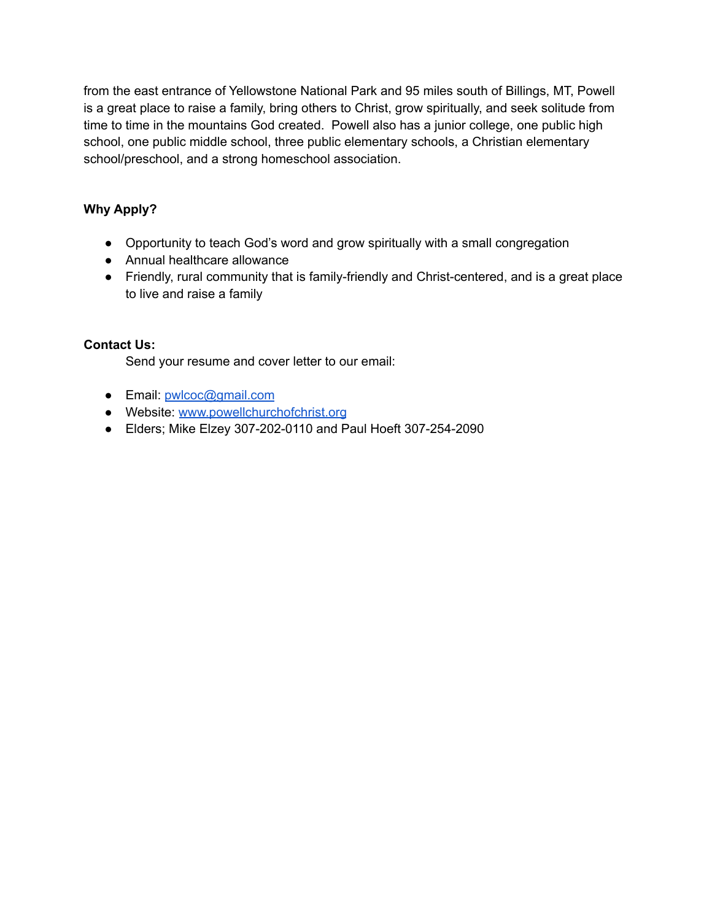from the east entrance of Yellowstone National Park and 95 miles south of Billings, MT, Powell is a great place to raise a family, bring others to Christ, grow spiritually, and seek solitude from time to time in the mountains God created. Powell also has a junior college, one public high school, one public middle school, three public elementary schools, a Christian elementary school/preschool, and a strong homeschool association.

**Why Apply?**

- Opportunity to teach God's word and grow spiritually with a small congregation
- Annual healthcare allowance
- Friendly, rural community that is family-friendly and Christ-centered, and is a great place to live and raise a family

**Contact Us:**

Send your resume and cover letter to our email:

- Email: pwlcoc@gmail.com
- Website: www.powellchurchofchrist.org
- Elders; Mike Elzey 307-202-0110 and Paul Hoeft 307-254-2090